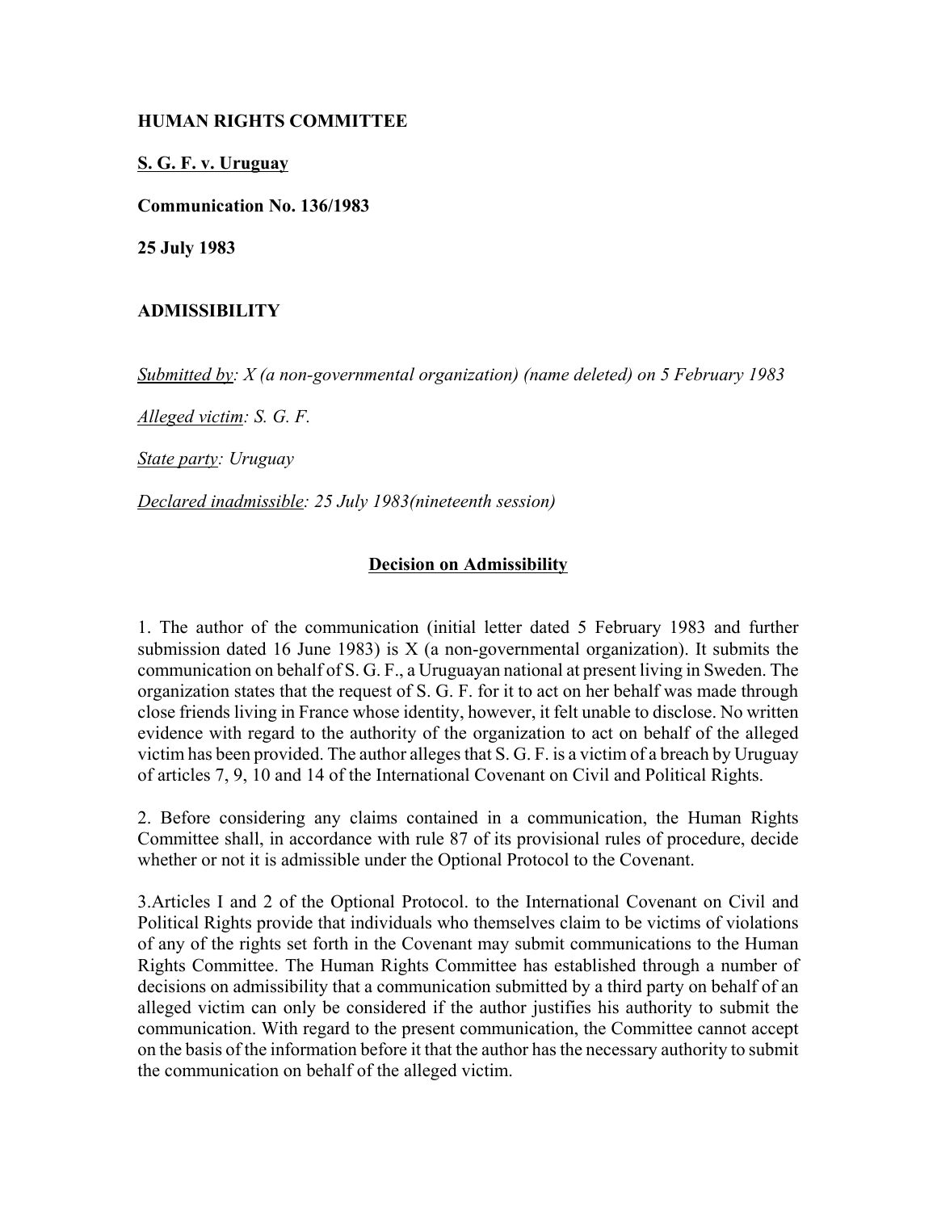**HUMAN RIGHTS COMMITTEE**

**S. G. F. v. Uruguay**

**Communication No. 136/1983**

**25 July 1983**

**ADMISSIBILITY**

*Submitted by: X (a non-governmental organization) (name deleted) on 5 February 1983*

*Alleged victim: S. G. F.*

*State party: Uruguay*

*Declared inadmissible: 25 July 1983(nineteenth session)*

## Decision on Admissibility

1. The author of the communication (initial letter dated 5 February 1983 and further submission dated 16 June 1983) is X (a non-governmental organization). It submits the communication on behalf of S. G. F., a Uruguayan national at present living in Sweden. The organization states that the request of S. G. F. for it to act on her behalf was made through close friends living in France whose identity, however, it felt unable to disclose. No written evidence with regard to the authority of the organization to act on behalf of the alleged victim has been provided. The author alleges that S. G. F. is a victim of a breach by Uruguay of articles 7, 9, 10 and 14 of the International Covenant on Civil and Political Rights.

2. Before considering any claims contained in a communication, the Human Rights Committee shall, in accordance with rule 87 of its provisional rules of procedure, decide whether or not it is admissible under the Optional Protocol to the Covenant.

3.Articles I and 2 of the Optional Protocol. to the International Covenant on Civil and Political Rights provide that individuals who themselves claim to be victims of violations of any of the rights set forth in the Covenant may submit communications to the Human Rights Committee. The Human Rights Committee has established through a number of decisions on admissibility that a communication submitted by a third party on behalf of an alleged victim can only be considered if the author justifies his authority to submit the communication. With regard to the present communication, the Committee cannot accept on the basis of the information before it that the author has the necessary authority to submit the communication on behalf of the alleged victim.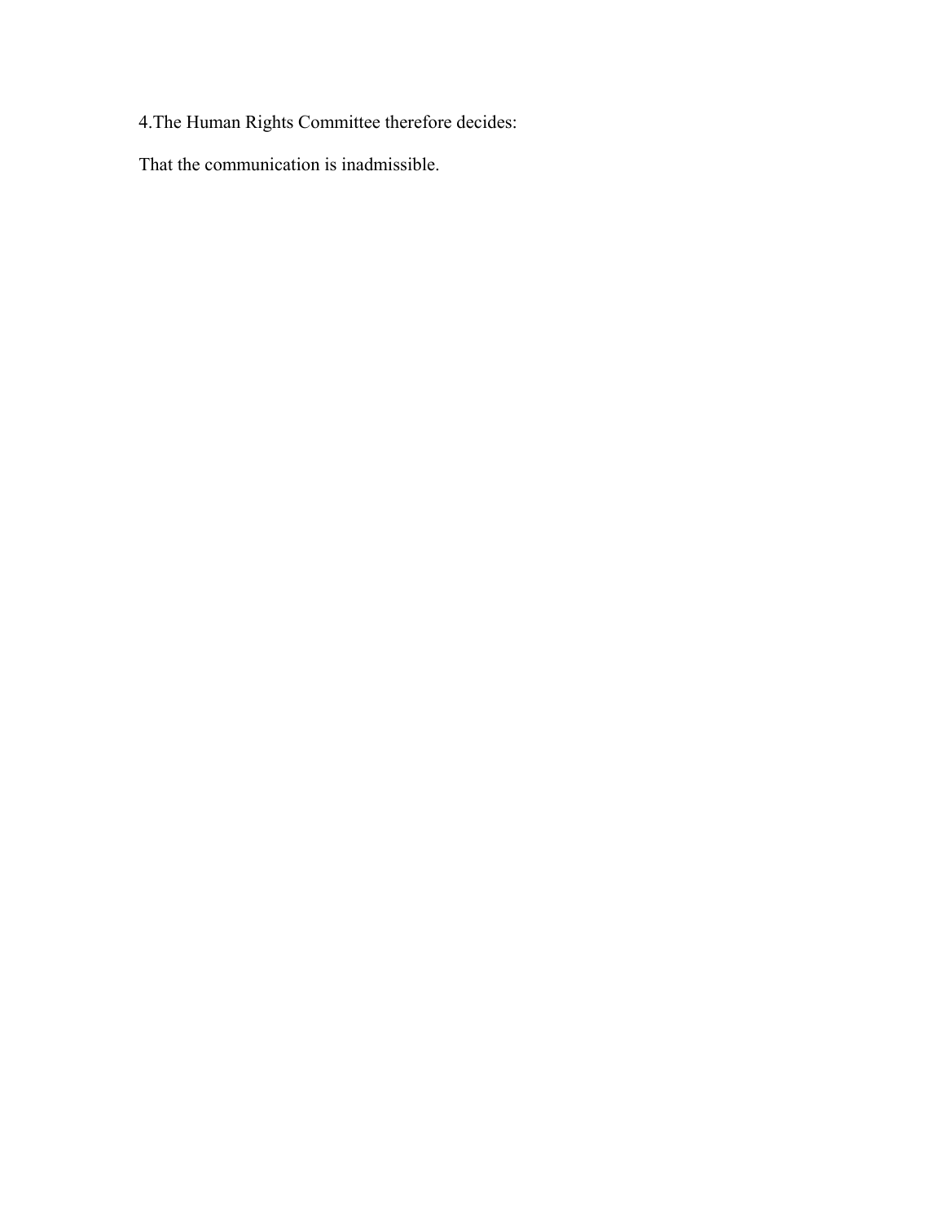4.The Human Rights Committee therefore decides:

That the communication is inadmissible.